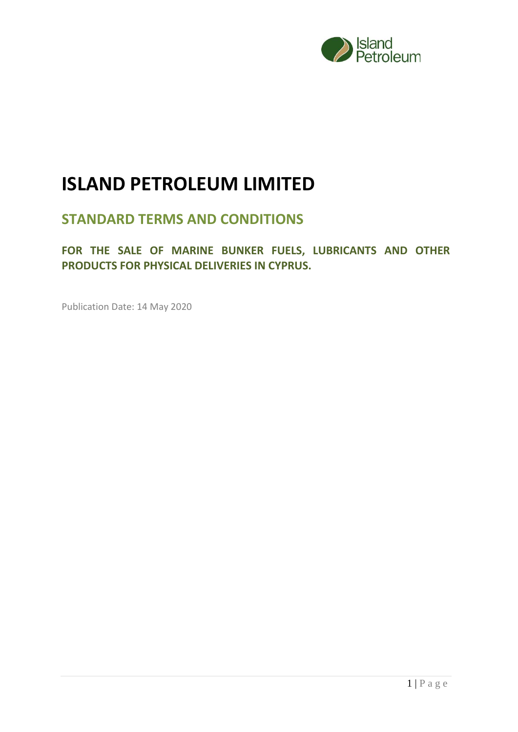# ISLAND PETROLEUM LIMITED

## STANDARD TERMS AND CONDITIONS

### FOR THE SALE OF MARINE BUNKER FUELS, LUBRICANTS AND OTHER PRODUCTS FOR PHYSICAL DELIVERIES IN CYPRUS.

Publication Date: 14 May 2020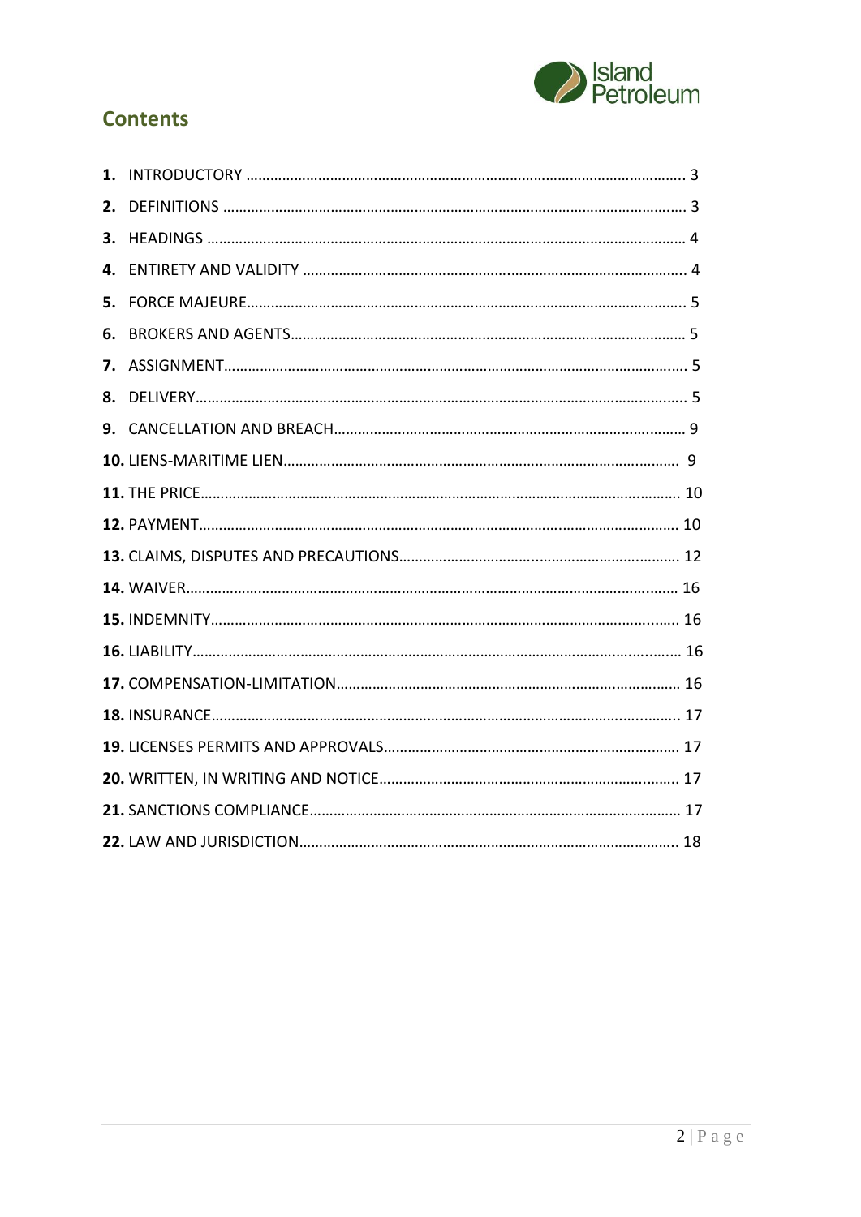## Contents

1. INTRODUCTORY ............................................................................................................. 3
2. DEFINITIONS ................................................................................................................... 3
3. HEADINGS ....................................................................................................................... 4
4. ENTIRETY AND VALIDITY ............................................................................................... 4
5. FORCE MAJEURE............................................................................................................. 5
6. BROKERS AND AGENTS.................................................................................................. 5
7. ASSIGNMENT.................................................................................................................. 5
8. DELIVERY......................................................................................................................... 5
9. CANCELLATION AND BREACH....................................................................................... 9
10. LIENS-MARITIME LIEN.................................................................................................. 9
11. THE PRICE...................................................................................................................... 10
12. PAYMENT....................................................................................................................... 10
13. CLAIMS, DISPUTES AND PRECAUTIONS..................................................................... 12
14. WAIVER.......................................................................................................................... 16
15. INDEMNITY.................................................................................................................... 16
16. LIABILITY........................................................................................................................ 16
17. COMPENSATION-LIMITATION..................................................................................... 16
18. INSURANCE.................................................................................................................... 17
19. LICENSES PERMITS AND APPROVALS.......................................................................... 17
20. WRITTEN, IN WRITING AND NOTICE........................................................................... 17
21. SANCTIONS COMPLIANCE............................................................................................ 17
22. LAW AND JURISDICTION.............................................................................................. 18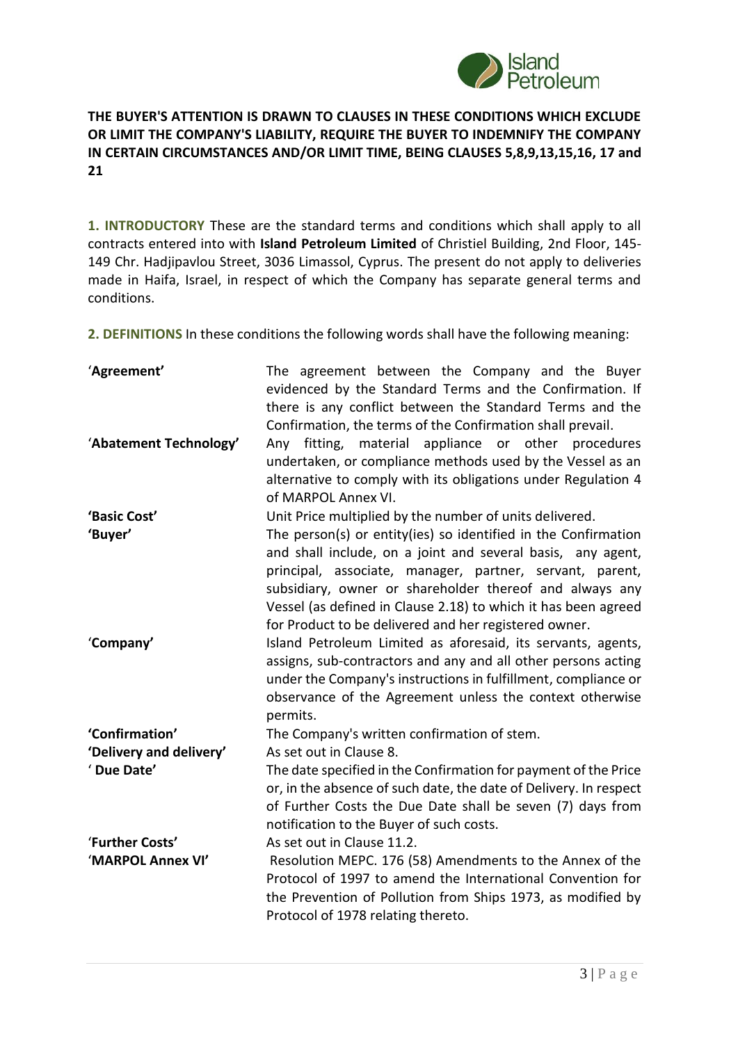**THE BUYER'S ATTENTION IS DRAWN TO CLAUSES IN THESE CONDITIONS WHICH EXCLUDE OR LIMIT THE COMPANY'S LIABILITY, REQUIRE THE BUYER TO INDEMNIFY THE COMPANY IN CERTAIN CIRCUMSTANCES AND/OR LIMIT TIME, BEING CLAUSES 5,8,9,13,15,16, 17 and 21**

**1. INTRODUCTORY** These are the standard terms and conditions which shall apply to all contracts entered into with **Island Petroleum Limited** of Christiel Building, 2nd Floor, 145-149 Chr. Hadjipavlou Street, 3036 Limassol, Cyprus. The present do not apply to deliveries made in Haifa, Israel, in respect of which the Company has separate general terms and conditions.

**2. DEFINITIONS** In these conditions the following words shall have the following meaning:

| | |
|---|---|
| '**Agreement'** | The agreement between the Company and the Buyer evidenced by the Standard Terms and the Confirmation. If there is any conflict between the Standard Terms and the Confirmation, the terms of the Confirmation shall prevail. |
| '**Abatement Technology'** | Any fitting, material appliance or other procedures undertaken, or compliance methods used by the Vessel as an alternative to comply with its obligations under Regulation 4 of MARPOL Annex VI. |
| **'Basic Cost'** | Unit Price multiplied by the number of units delivered. |
| **'Buyer'** | The person(s) or entity(ies) so identified in the Confirmation and shall include, on a joint and several basis, any agent, principal, associate, manager, partner, servant, parent, subsidiary, owner or shareholder thereof and always any Vessel (as defined in Clause 2.18) to which it has been agreed for Product to be delivered and her registered owner. |
| '**Company'** | Island Petroleum Limited as aforesaid, its servants, agents, assigns, sub-contractors and any and all other persons acting under the Company's instructions in fulfillment, compliance or observance of the Agreement unless the context otherwise permits. |
| **'Confirmation'** | The Company's written confirmation of stem. |
| **'Delivery and delivery'** | As set out in Clause 8. |
| **' Due Date'** | The date specified in the Confirmation for payment of the Price or, in the absence of such date, the date of Delivery. In respect of Further Costs the Due Date shall be seven (7) days from notification to the Buyer of such costs. |
| **'Further Costs'** | As set out in Clause 11.2. |
| **'MARPOL Annex VI'** | Resolution MEPC. 176 (58) Amendments to the Annex of the Protocol of 1997 to amend the International Convention for the Prevention of Pollution from Ships 1973, as modified by Protocol of 1978 relating thereto. |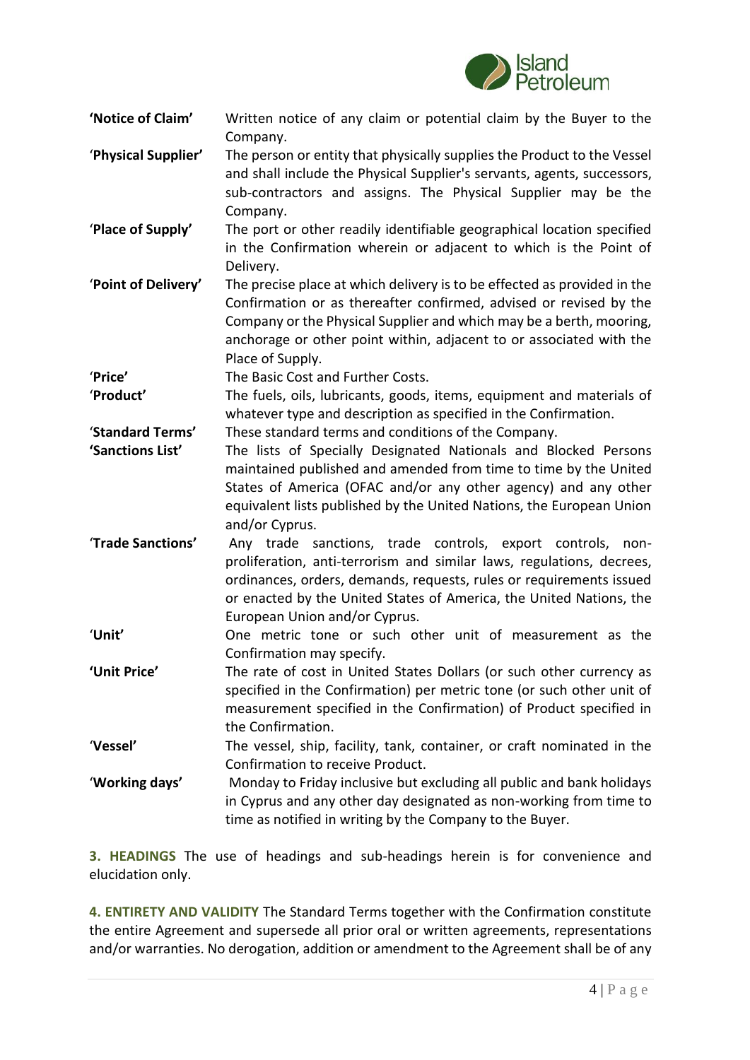| | |
|---|---|
| **'Notice of Claim'** | Written notice of any claim or potential claim by the Buyer to the Company. |
| '**Physical Supplier'** | The person or entity that physically supplies the Product to the Vessel and shall include the Physical Supplier's servants, agents, successors, sub-contractors and assigns. The Physical Supplier may be the Company. |
| '**Place of Supply'** | The port or other readily identifiable geographical location specified in the Confirmation wherein or adjacent to which is the Point of Delivery. |
| '**Point of Delivery'** | The precise place at which delivery is to be effected as provided in the Confirmation or as thereafter confirmed, advised or revised by the Company or the Physical Supplier and which may be a berth, mooring, anchorage or other point within, adjacent to or associated with the Place of Supply. |
| '**Price'** | The Basic Cost and Further Costs. |
| '**Product'** | The fuels, oils, lubricants, goods, items, equipment and materials of whatever type and description as specified in the Confirmation. |
| '**Standard Terms'** | These standard terms and conditions of the Company. |
| **'Sanctions List'** | The lists of Specially Designated Nationals and Blocked Persons maintained published and amended from time to time by the United States of America (OFAC and/or any other agency) and any other equivalent lists published by the United Nations, the European Union and/or Cyprus. |
| '**Trade Sanctions'** | Any trade sanctions, trade controls, export controls, non-proliferation, anti-terrorism and similar laws, regulations, decrees, ordinances, orders, demands, requests, rules or requirements issued or enacted by the United States of America, the United Nations, the European Union and/or Cyprus. |
| '**Unit'** | One metric tone or such other unit of measurement as the Confirmation may specify. |
| **'Unit Price'** | The rate of cost in United States Dollars (or such other currency as specified in the Confirmation) per metric tone (or such other unit of measurement specified in the Confirmation) of Product specified in the Confirmation. |
| '**Vessel'** | The vessel, ship, facility, tank, container, or craft nominated in the Confirmation to receive Product. |
| '**Working days'** | Monday to Friday inclusive but excluding all public and bank holidays in Cyprus and any other day designated as non-working from time to time as notified in writing by the Company to the Buyer. |

**3. HEADINGS** The use of headings and sub-headings herein is for convenience and elucidation only.

**4. ENTIRETY AND VALIDITY** The Standard Terms together with the Confirmation constitute the entire Agreement and supersede all prior oral or written agreements, representations and/or warranties. No derogation, addition or amendment to the Agreement shall be of any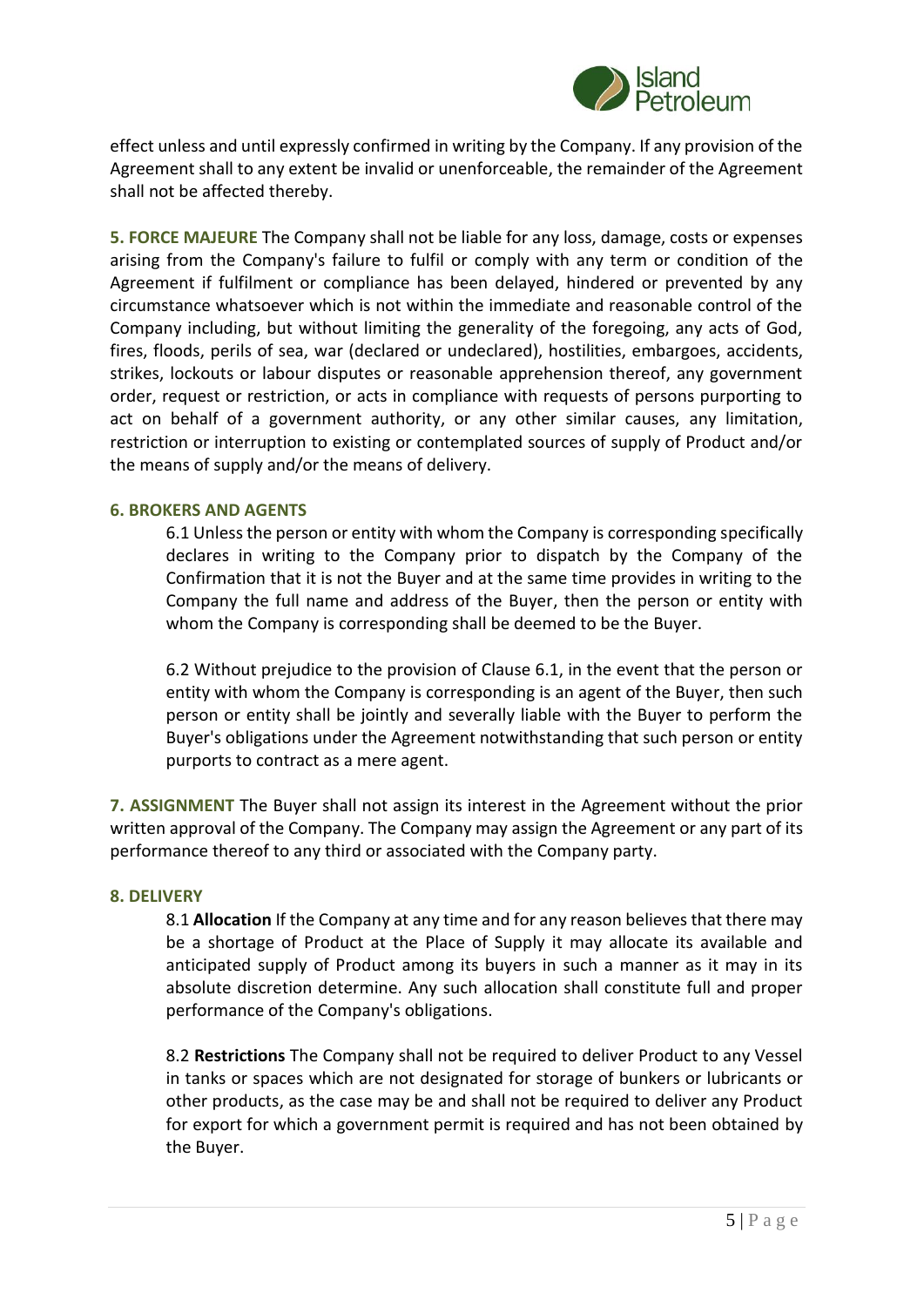effect unless and until expressly confirmed in writing by the Company. If any provision of the Agreement shall to any extent be invalid or unenforceable, the remainder of the Agreement shall not be affected thereby.

**5. FORCE MAJEURE** The Company shall not be liable for any loss, damage, costs or expenses arising from the Company's failure to fulfil or comply with any term or condition of the Agreement if fulfilment or compliance has been delayed, hindered or prevented by any circumstance whatsoever which is not within the immediate and reasonable control of the Company including, but without limiting the generality of the foregoing, any acts of God, fires, floods, perils of sea, war (declared or undeclared), hostilities, embargoes, accidents, strikes, lockouts or labour disputes or reasonable apprehension thereof, any government order, request or restriction, or acts in compliance with requests of persons purporting to act on behalf of a government authority, or any other similar causes, any limitation, restriction or interruption to existing or contemplated sources of supply of Product and/or the means of supply and/or the means of delivery.

**6. BROKERS AND AGENTS**

6.1 Unless the person or entity with whom the Company is corresponding specifically declares in writing to the Company prior to dispatch by the Company of the Confirmation that it is not the Buyer and at the same time provides in writing to the Company the full name and address of the Buyer, then the person or entity with whom the Company is corresponding shall be deemed to be the Buyer.

6.2 Without prejudice to the provision of Clause 6.1, in the event that the person or entity with whom the Company is corresponding is an agent of the Buyer, then such person or entity shall be jointly and severally liable with the Buyer to perform the Buyer's obligations under the Agreement notwithstanding that such person or entity purports to contract as a mere agent.

**7. ASSIGNMENT** The Buyer shall not assign its interest in the Agreement without the prior written approval of the Company. The Company may assign the Agreement or any part of its performance thereof to any third or associated with the Company party.

**8. DELIVERY**

8.1 **Allocation** If the Company at any time and for any reason believes that there may be a shortage of Product at the Place of Supply it may allocate its available and anticipated supply of Product among its buyers in such a manner as it may in its absolute discretion determine. Any such allocation shall constitute full and proper performance of the Company's obligations.

8.2 **Restrictions** The Company shall not be required to deliver Product to any Vessel in tanks or spaces which are not designated for storage of bunkers or lubricants or other products, as the case may be and shall not be required to deliver any Product for export for which a government permit is required and has not been obtained by the Buyer.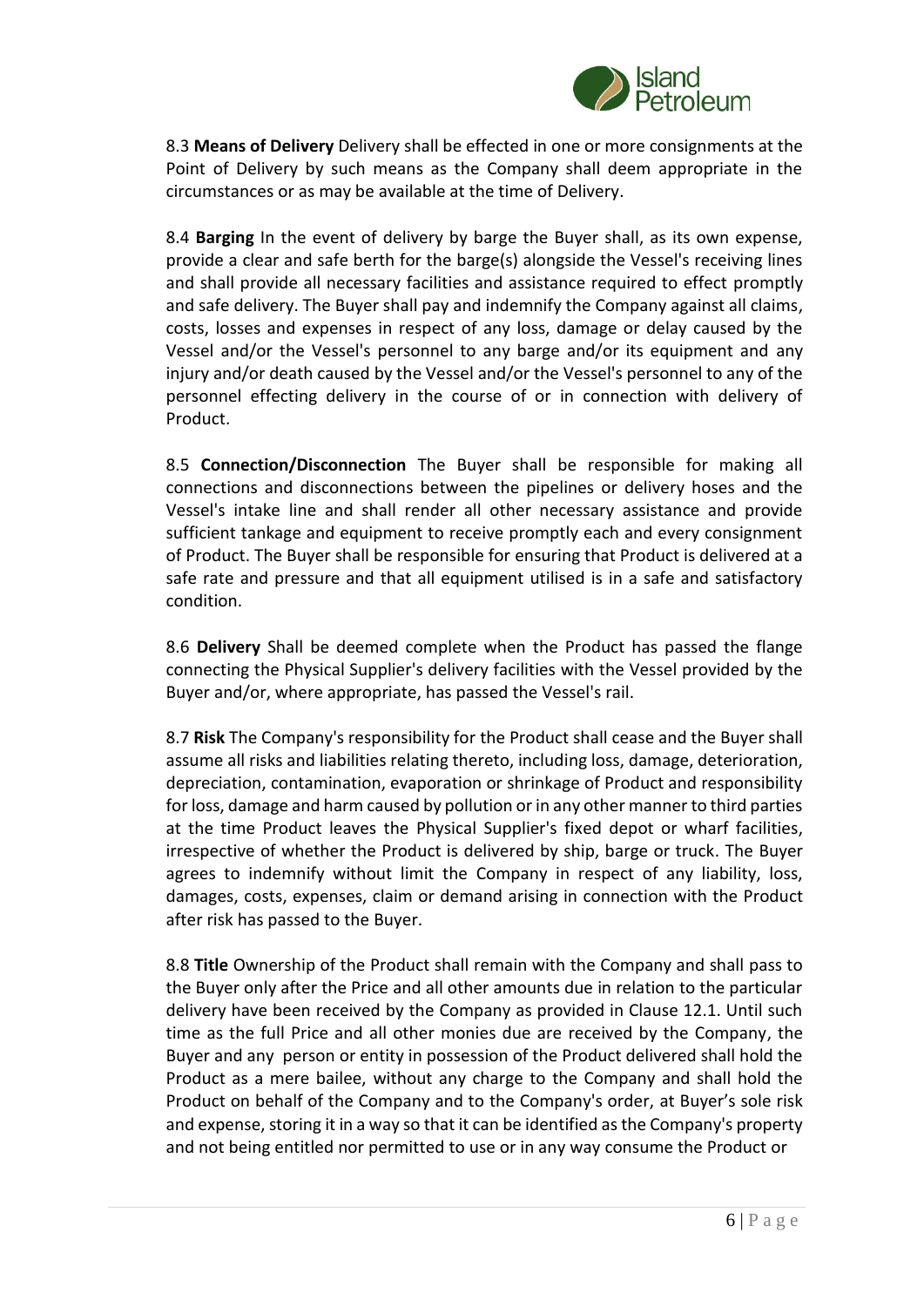8.3 **Means of Delivery** Delivery shall be effected in one or more consignments at the Point of Delivery by such means as the Company shall deem appropriate in the circumstances or as may be available at the time of Delivery.

8.4 **Barging** In the event of delivery by barge the Buyer shall, as its own expense, provide a clear and safe berth for the barge(s) alongside the Vessel's receiving lines and shall provide all necessary facilities and assistance required to effect promptly and safe delivery. The Buyer shall pay and indemnify the Company against all claims, costs, losses and expenses in respect of any loss, damage or delay caused by the Vessel and/or the Vessel's personnel to any barge and/or its equipment and any injury and/or death caused by the Vessel and/or the Vessel's personnel to any of the personnel effecting delivery in the course of or in connection with delivery of Product.

8.5 **Connection/Disconnection** The Buyer shall be responsible for making all connections and disconnections between the pipelines or delivery hoses and the Vessel's intake line and shall render all other necessary assistance and provide sufficient tankage and equipment to receive promptly each and every consignment of Product. The Buyer shall be responsible for ensuring that Product is delivered at a safe rate and pressure and that all equipment utilised is in a safe and satisfactory condition.

8.6 **Delivery** Shall be deemed complete when the Product has passed the flange connecting the Physical Supplier's delivery facilities with the Vessel provided by the Buyer and/or, where appropriate, has passed the Vessel's rail.

8.7 **Risk** The Company's responsibility for the Product shall cease and the Buyer shall assume all risks and liabilities relating thereto, including loss, damage, deterioration, depreciation, contamination, evaporation or shrinkage of Product and responsibility for loss, damage and harm caused by pollution or in any other manner to third parties at the time Product leaves the Physical Supplier's fixed depot or wharf facilities, irrespective of whether the Product is delivered by ship, barge or truck. The Buyer agrees to indemnify without limit the Company in respect of any liability, loss, damages, costs, expenses, claim or demand arising in connection with the Product after risk has passed to the Buyer.

8.8 **Title** Ownership of the Product shall remain with the Company and shall pass to the Buyer only after the Price and all other amounts due in relation to the particular delivery have been received by the Company as provided in Clause 12.1. Until such time as the full Price and all other monies due are received by the Company, the Buyer and any person or entity in possession of the Product delivered shall hold the Product as a mere bailee, without any charge to the Company and shall hold the Product on behalf of the Company and to the Company's order, at Buyer's sole risk and expense, storing it in a way so that it can be identified as the Company's property and not being entitled nor permitted to use or in any way consume the Product or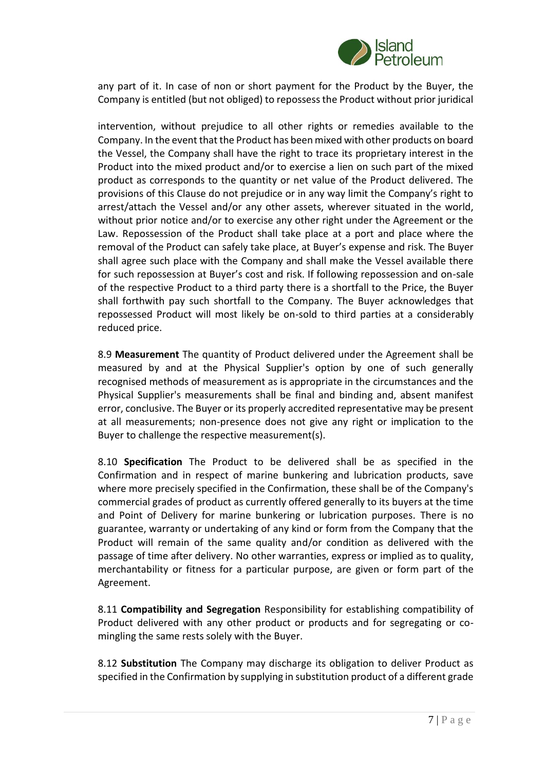any part of it. In case of non or short payment for the Product by the Buyer, the Company is entitled (but not obliged) to repossess the Product without prior juridical

intervention, without prejudice to all other rights or remedies available to the Company. In the event that the Product has been mixed with other products on board the Vessel, the Company shall have the right to trace its proprietary interest in the Product into the mixed product and/or to exercise a lien on such part of the mixed product as corresponds to the quantity or net value of the Product delivered. The provisions of this Clause do not prejudice or in any way limit the Company's right to arrest/attach the Vessel and/or any other assets, wherever situated in the world, without prior notice and/or to exercise any other right under the Agreement or the Law. Repossession of the Product shall take place at a port and place where the removal of the Product can safely take place, at Buyer's expense and risk. The Buyer shall agree such place with the Company and shall make the Vessel available there for such repossession at Buyer's cost and risk. If following repossession and on-sale of the respective Product to a third party there is a shortfall to the Price, the Buyer shall forthwith pay such shortfall to the Company. The Buyer acknowledges that repossessed Product will most likely be on-sold to third parties at a considerably reduced price.

8.9 **Measurement** The quantity of Product delivered under the Agreement shall be measured by and at the Physical Supplier's option by one of such generally recognised methods of measurement as is appropriate in the circumstances and the Physical Supplier's measurements shall be final and binding and, absent manifest error, conclusive. The Buyer or its properly accredited representative may be present at all measurements; non-presence does not give any right or implication to the Buyer to challenge the respective measurement(s).

8.10 **Specification** The Product to be delivered shall be as specified in the Confirmation and in respect of marine bunkering and lubrication products, save where more precisely specified in the Confirmation, these shall be of the Company's commercial grades of product as currently offered generally to its buyers at the time and Point of Delivery for marine bunkering or lubrication purposes. There is no guarantee, warranty or undertaking of any kind or form from the Company that the Product will remain of the same quality and/or condition as delivered with the passage of time after delivery. No other warranties, express or implied as to quality, merchantability or fitness for a particular purpose, are given or form part of the Agreement.

8.11 **Compatibility and Segregation** Responsibility for establishing compatibility of Product delivered with any other product or products and for segregating or co-mingling the same rests solely with the Buyer.

8.12 **Substitution** The Company may discharge its obligation to deliver Product as specified in the Confirmation by supplying in substitution product of a different grade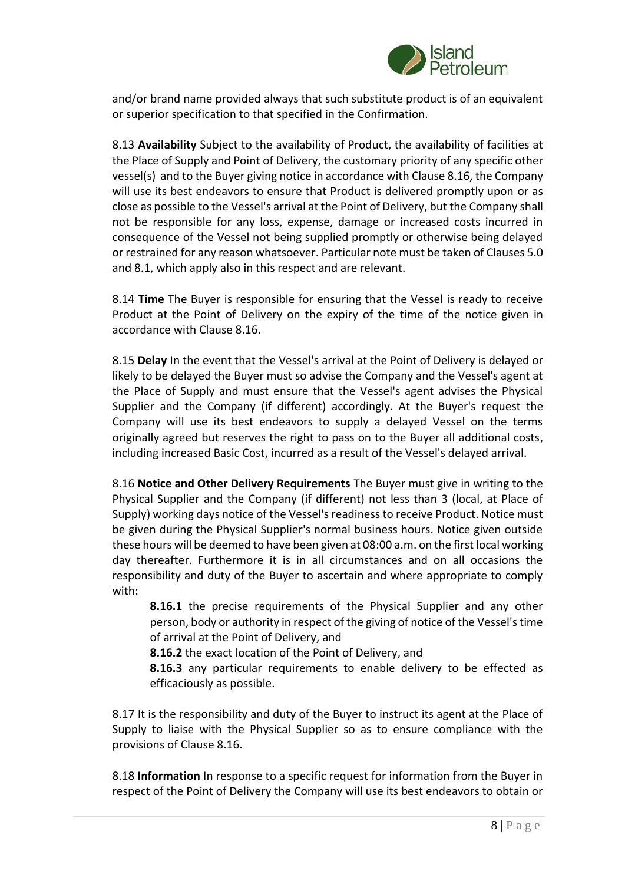and/or brand name provided always that such substitute product is of an equivalent or superior specification to that specified in the Confirmation.

8.13 **Availability** Subject to the availability of Product, the availability of facilities at the Place of Supply and Point of Delivery, the customary priority of any specific other vessel(s) and to the Buyer giving notice in accordance with Clause 8.16, the Company will use its best endeavors to ensure that Product is delivered promptly upon or as close as possible to the Vessel's arrival at the Point of Delivery, but the Company shall not be responsible for any loss, expense, damage or increased costs incurred in consequence of the Vessel not being supplied promptly or otherwise being delayed or restrained for any reason whatsoever. Particular note must be taken of Clauses 5.0 and 8.1, which apply also in this respect and are relevant.

8.14 **Time** The Buyer is responsible for ensuring that the Vessel is ready to receive Product at the Point of Delivery on the expiry of the time of the notice given in accordance with Clause 8.16.

8.15 **Delay** In the event that the Vessel's arrival at the Point of Delivery is delayed or likely to be delayed the Buyer must so advise the Company and the Vessel's agent at the Place of Supply and must ensure that the Vessel's agent advises the Physical Supplier and the Company (if different) accordingly. At the Buyer's request the Company will use its best endeavors to supply a delayed Vessel on the terms originally agreed but reserves the right to pass on to the Buyer all additional costs, including increased Basic Cost, incurred as a result of the Vessel's delayed arrival.

8.16 **Notice and Other Delivery Requirements** The Buyer must give in writing to the Physical Supplier and the Company (if different) not less than 3 (local, at Place of Supply) working days notice of the Vessel's readiness to receive Product. Notice must be given during the Physical Supplier's normal business hours. Notice given outside these hours will be deemed to have been given at 08:00 a.m. on the first local working day thereafter. Furthermore it is in all circumstances and on all occasions the responsibility and duty of the Buyer to ascertain and where appropriate to comply with:

> **8.16.1** the precise requirements of the Physical Supplier and any other person, body or authority in respect of the giving of notice of the Vessel's time of arrival at the Point of Delivery, and
>
> **8.16.2** the exact location of the Point of Delivery, and
>
> **8.16.3** any particular requirements to enable delivery to be effected as efficaciously as possible.

8.17 It is the responsibility and duty of the Buyer to instruct its agent at the Place of Supply to liaise with the Physical Supplier so as to ensure compliance with the provisions of Clause 8.16.

8.18 **Information** In response to a specific request for information from the Buyer in respect of the Point of Delivery the Company will use its best endeavors to obtain or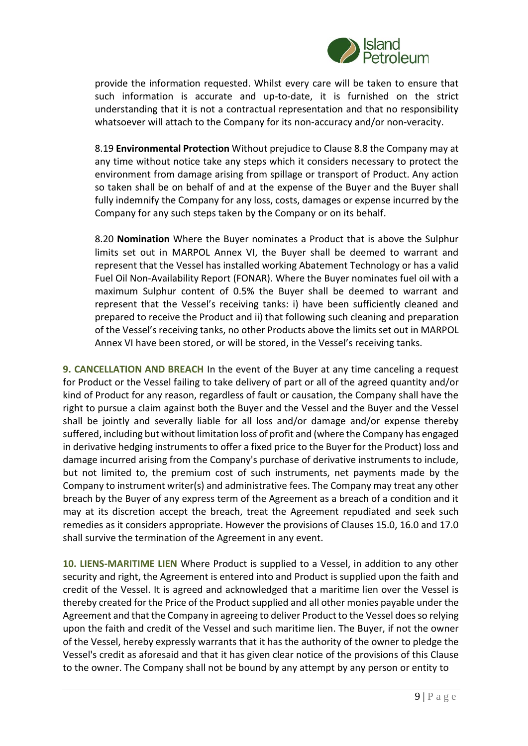provide the information requested. Whilst every care will be taken to ensure that such information is accurate and up-to-date, it is furnished on the strict understanding that it is not a contractual representation and that no responsibility whatsoever will attach to the Company for its non-accuracy and/or non-veracity.

8.19 **Environmental Protection** Without prejudice to Clause 8.8 the Company may at any time without notice take any steps which it considers necessary to protect the environment from damage arising from spillage or transport of Product. Any action so taken shall be on behalf of and at the expense of the Buyer and the Buyer shall fully indemnify the Company for any loss, costs, damages or expense incurred by the Company for any such steps taken by the Company or on its behalf.

8.20 **Nomination** Where the Buyer nominates a Product that is above the Sulphur limits set out in MARPOL Annex VI, the Buyer shall be deemed to warrant and represent that the Vessel has installed working Abatement Technology or has a valid Fuel Oil Non-Availability Report (FONAR). Where the Buyer nominates fuel oil with a maximum Sulphur content of 0.5% the Buyer shall be deemed to warrant and represent that the Vessel's receiving tanks: i) have been sufficiently cleaned and prepared to receive the Product and ii) that following such cleaning and preparation of the Vessel's receiving tanks, no other Products above the limits set out in MARPOL Annex VI have been stored, or will be stored, in the Vessel's receiving tanks.

**9. CANCELLATION AND BREACH** In the event of the Buyer at any time canceling a request for Product or the Vessel failing to take delivery of part or all of the agreed quantity and/or kind of Product for any reason, regardless of fault or causation, the Company shall have the right to pursue a claim against both the Buyer and the Vessel and the Buyer and the Vessel shall be jointly and severally liable for all loss and/or damage and/or expense thereby suffered, including but without limitation loss of profit and (where the Company has engaged in derivative hedging instruments to offer a fixed price to the Buyer for the Product) loss and damage incurred arising from the Company's purchase of derivative instruments to include, but not limited to, the premium cost of such instruments, net payments made by the Company to instrument writer(s) and administrative fees. The Company may treat any other breach by the Buyer of any express term of the Agreement as a breach of a condition and it may at its discretion accept the breach, treat the Agreement repudiated and seek such remedies as it considers appropriate. However the provisions of Clauses 15.0, 16.0 and 17.0 shall survive the termination of the Agreement in any event.

**10. LIENS-MARITIME LIEN** Where Product is supplied to a Vessel, in addition to any other security and right, the Agreement is entered into and Product is supplied upon the faith and credit of the Vessel. It is agreed and acknowledged that a maritime lien over the Vessel is thereby created for the Price of the Product supplied and all other monies payable under the Agreement and that the Company in agreeing to deliver Product to the Vessel does so relying upon the faith and credit of the Vessel and such maritime lien. The Buyer, if not the owner of the Vessel, hereby expressly warrants that it has the authority of the owner to pledge the Vessel's credit as aforesaid and that it has given clear notice of the provisions of this Clause to the owner. The Company shall not be bound by any attempt by any person or entity to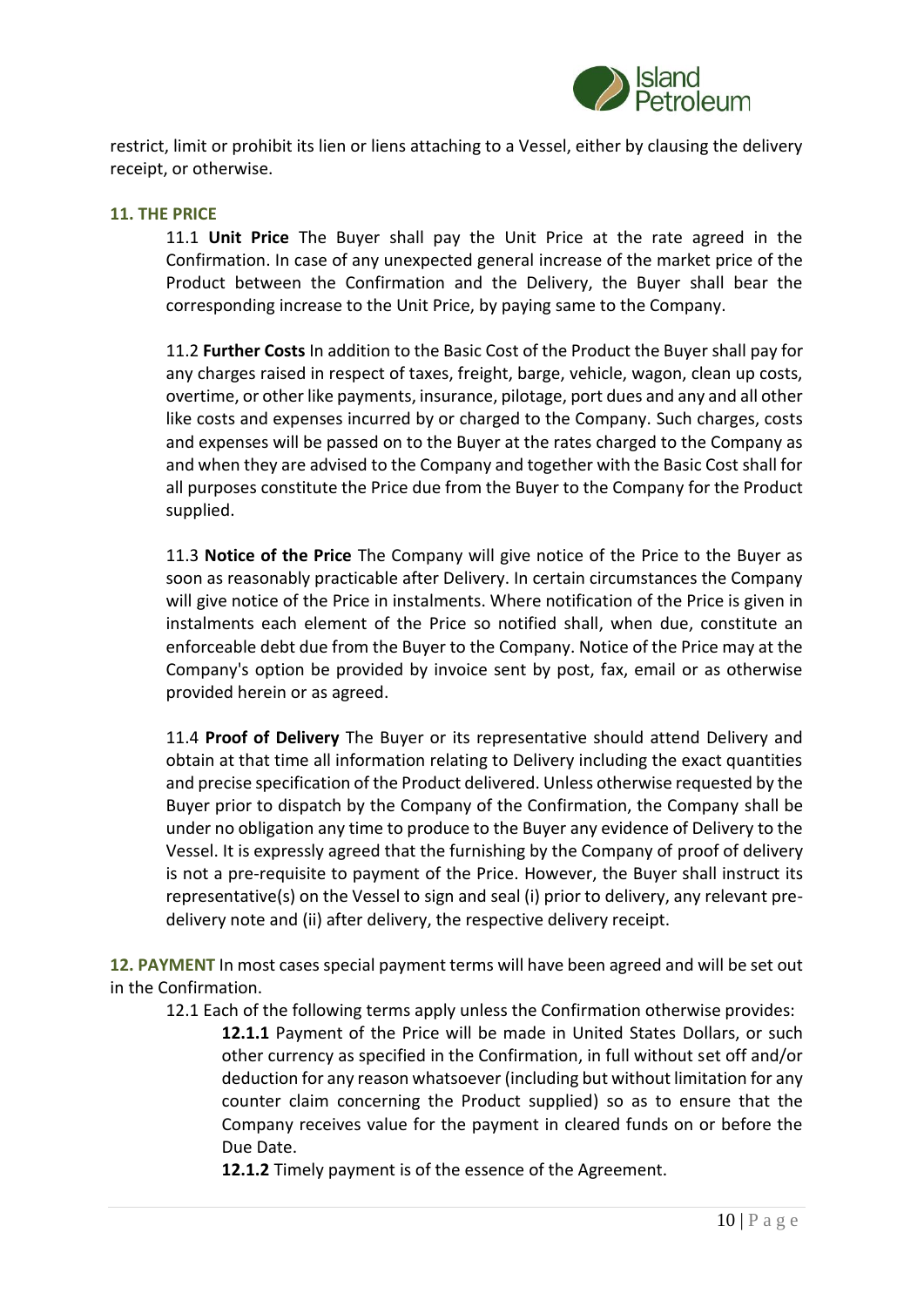restrict, limit or prohibit its lien or liens attaching to a Vessel, either by clausing the delivery receipt, or otherwise.

### 11. THE PRICE

11.1 **Unit Price** The Buyer shall pay the Unit Price at the rate agreed in the Confirmation. In case of any unexpected general increase of the market price of the Product between the Confirmation and the Delivery, the Buyer shall bear the corresponding increase to the Unit Price, by paying same to the Company.

11.2 **Further Costs** In addition to the Basic Cost of the Product the Buyer shall pay for any charges raised in respect of taxes, freight, barge, vehicle, wagon, clean up costs, overtime, or other like payments, insurance, pilotage, port dues and any and all other like costs and expenses incurred by or charged to the Company. Such charges, costs and expenses will be passed on to the Buyer at the rates charged to the Company as and when they are advised to the Company and together with the Basic Cost shall for all purposes constitute the Price due from the Buyer to the Company for the Product supplied.

11.3 **Notice of the Price** The Company will give notice of the Price to the Buyer as soon as reasonably practicable after Delivery. In certain circumstances the Company will give notice of the Price in instalments. Where notification of the Price is given in instalments each element of the Price so notified shall, when due, constitute an enforceable debt due from the Buyer to the Company. Notice of the Price may at the Company's option be provided by invoice sent by post, fax, email or as otherwise provided herein or as agreed.

11.4 **Proof of Delivery** The Buyer or its representative should attend Delivery and obtain at that time all information relating to Delivery including the exact quantities and precise specification of the Product delivered. Unless otherwise requested by the Buyer prior to dispatch by the Company of the Confirmation, the Company shall be under no obligation any time to produce to the Buyer any evidence of Delivery to the Vessel. It is expressly agreed that the furnishing by the Company of proof of delivery is not a pre-requisite to payment of the Price. However, the Buyer shall instruct its representative(s) on the Vessel to sign and seal (i) prior to delivery, any relevant pre-delivery note and (ii) after delivery, the respective delivery receipt.

### 12. PAYMENT

In most cases special payment terms will have been agreed and will be set out in the Confirmation.

12.1 Each of the following terms apply unless the Confirmation otherwise provides:

**12.1.1** Payment of the Price will be made in United States Dollars, or such other currency as specified in the Confirmation, in full without set off and/or deduction for any reason whatsoever (including but without limitation for any counter claim concerning the Product supplied) so as to ensure that the Company receives value for the payment in cleared funds on or before the Due Date.

**12.1.2** Timely payment is of the essence of the Agreement.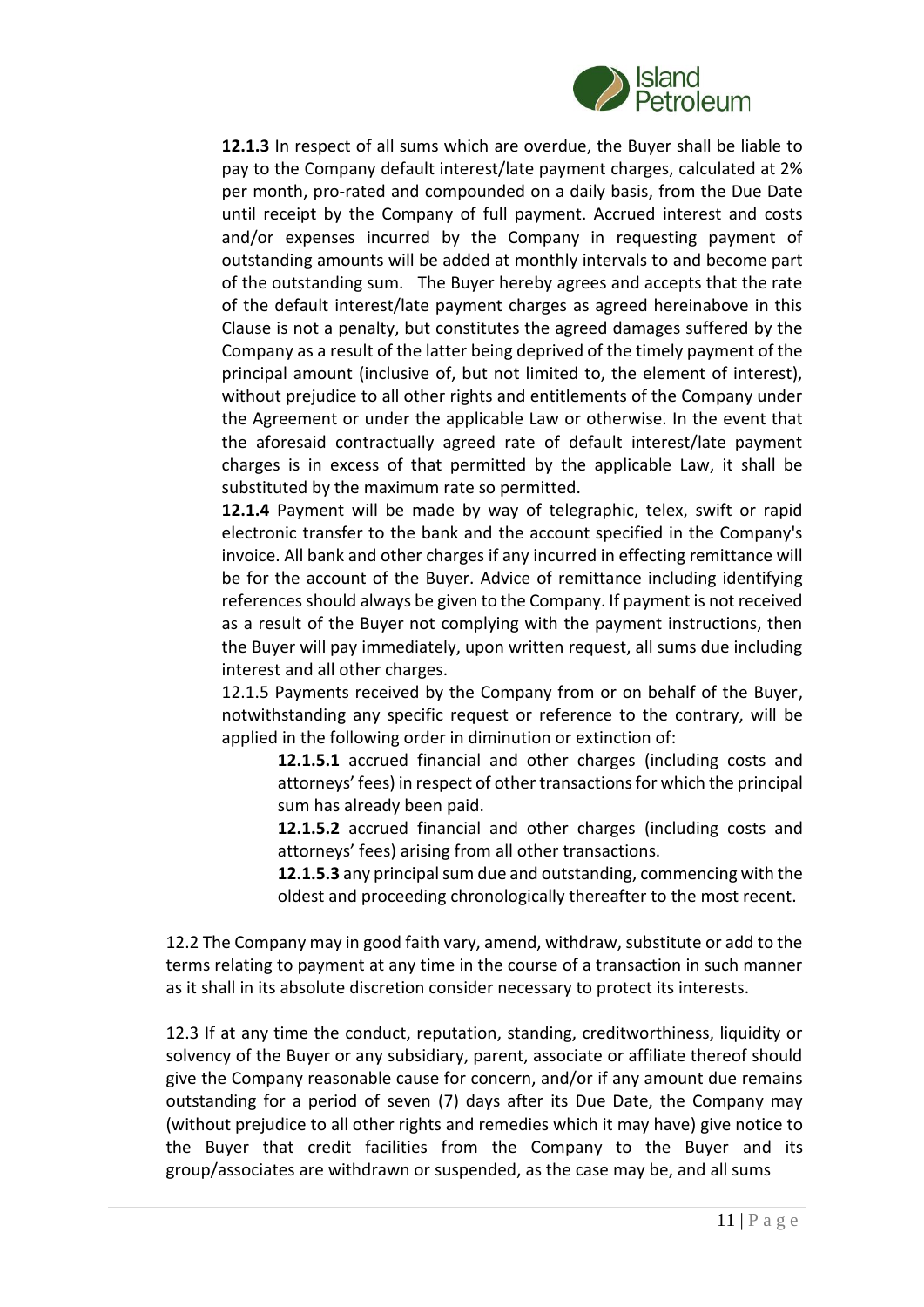**12.1.3** In respect of all sums which are overdue, the Buyer shall be liable to pay to the Company default interest/late payment charges, calculated at 2% per month, pro-rated and compounded on a daily basis, from the Due Date until receipt by the Company of full payment. Accrued interest and costs and/or expenses incurred by the Company in requesting payment of outstanding amounts will be added at monthly intervals to and become part of the outstanding sum. The Buyer hereby agrees and accepts that the rate of the default interest/late payment charges as agreed hereinabove in this Clause is not a penalty, but constitutes the agreed damages suffered by the Company as a result of the latter being deprived of the timely payment of the principal amount (inclusive of, but not limited to, the element of interest), without prejudice to all other rights and entitlements of the Company under the Agreement or under the applicable Law or otherwise. In the event that the aforesaid contractually agreed rate of default interest/late payment charges is in excess of that permitted by the applicable Law, it shall be substituted by the maximum rate so permitted.

**12.1.4** Payment will be made by way of telegraphic, telex, swift or rapid electronic transfer to the bank and the account specified in the Company's invoice. All bank and other charges if any incurred in effecting remittance will be for the account of the Buyer. Advice of remittance including identifying references should always be given to the Company. If payment is not received as a result of the Buyer not complying with the payment instructions, then the Buyer will pay immediately, upon written request, all sums due including interest and all other charges.

12.1.5 Payments received by the Company from or on behalf of the Buyer, notwithstanding any specific request or reference to the contrary, will be applied in the following order in diminution or extinction of:

> **12.1.5.1** accrued financial and other charges (including costs and attorneys' fees) in respect of other transactions for which the principal sum has already been paid.
>
> **12.1.5.2** accrued financial and other charges (including costs and attorneys' fees) arising from all other transactions.
>
> **12.1.5.3** any principal sum due and outstanding, commencing with the oldest and proceeding chronologically thereafter to the most recent.

12.2 The Company may in good faith vary, amend, withdraw, substitute or add to the terms relating to payment at any time in the course of a transaction in such manner as it shall in its absolute discretion consider necessary to protect its interests.

12.3 If at any time the conduct, reputation, standing, creditworthiness, liquidity or solvency of the Buyer or any subsidiary, parent, associate or affiliate thereof should give the Company reasonable cause for concern, and/or if any amount due remains outstanding for a period of seven (7) days after its Due Date, the Company may (without prejudice to all other rights and remedies which it may have) give notice to the Buyer that credit facilities from the Company to the Buyer and its group/associates are withdrawn or suspended, as the case may be, and all sums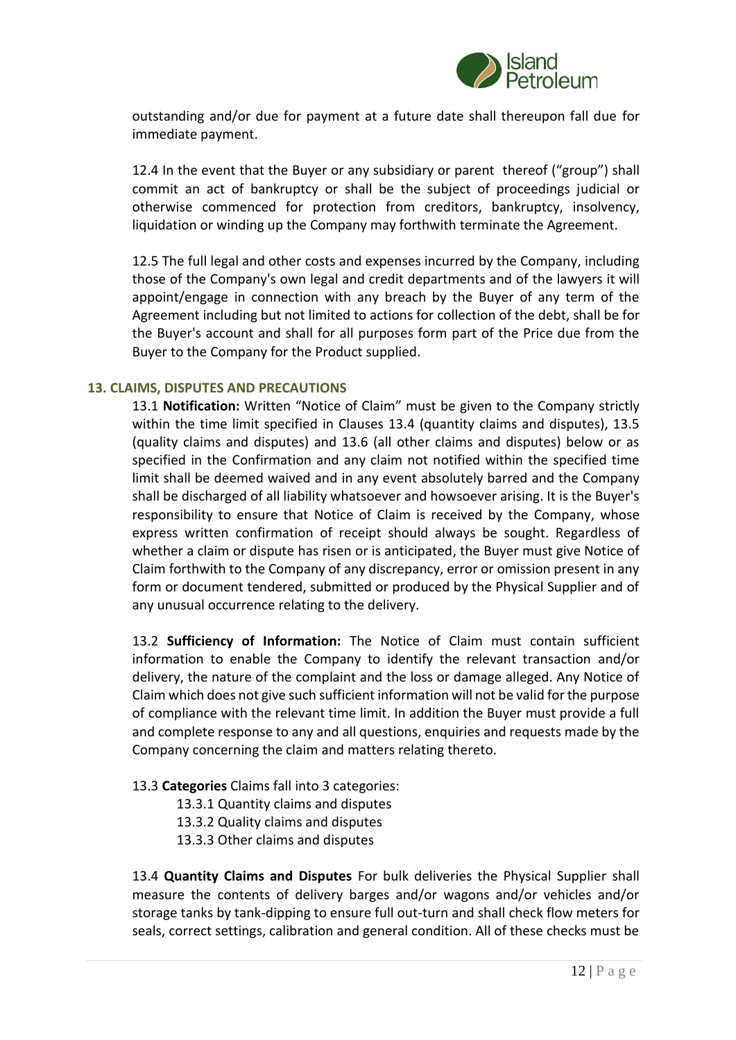outstanding and/or due for payment at a future date shall thereupon fall due for immediate payment.

12.4 In the event that the Buyer or any subsidiary or parent thereof ("group") shall commit an act of bankruptcy or shall be the subject of proceedings judicial or otherwise commenced for protection from creditors, bankruptcy, insolvency, liquidation or winding up the Company may forthwith terminate the Agreement.

12.5 The full legal and other costs and expenses incurred by the Company, including those of the Company's own legal and credit departments and of the lawyers it will appoint/engage in connection with any breach by the Buyer of any term of the Agreement including but not limited to actions for collection of the debt, shall be for the Buyer's account and shall for all purposes form part of the Price due from the Buyer to the Company for the Product supplied.

## 13. CLAIMS, DISPUTES AND PRECAUTIONS

13.1 **Notification:** Written "Notice of Claim" must be given to the Company strictly within the time limit specified in Clauses 13.4 (quantity claims and disputes), 13.5 (quality claims and disputes) and 13.6 (all other claims and disputes) below or as specified in the Confirmation and any claim not notified within the specified time limit shall be deemed waived and in any event absolutely barred and the Company shall be discharged of all liability whatsoever and howsoever arising. It is the Buyer's responsibility to ensure that Notice of Claim is received by the Company, whose express written confirmation of receipt should always be sought. Regardless of whether a claim or dispute has risen or is anticipated, the Buyer must give Notice of Claim forthwith to the Company of any discrepancy, error or omission present in any form or document tendered, submitted or produced by the Physical Supplier and of any unusual occurrence relating to the delivery.

13.2 **Sufficiency of Information:** The Notice of Claim must contain sufficient information to enable the Company to identify the relevant transaction and/or delivery, the nature of the complaint and the loss or damage alleged. Any Notice of Claim which does not give such sufficient information will not be valid for the purpose of compliance with the relevant time limit. In addition the Buyer must provide a full and complete response to any and all questions, enquiries and requests made by the Company concerning the claim and matters relating thereto.

13.3 **Categories** Claims fall into 3 categories:

- 13.3.1 Quantity claims and disputes
- 13.3.2 Quality claims and disputes
- 13.3.3 Other claims and disputes

13.4 **Quantity Claims and Disputes** For bulk deliveries the Physical Supplier shall measure the contents of delivery barges and/or wagons and/or vehicles and/or storage tanks by tank-dipping to ensure full out-turn and shall check flow meters for seals, correct settings, calibration and general condition. All of these checks must be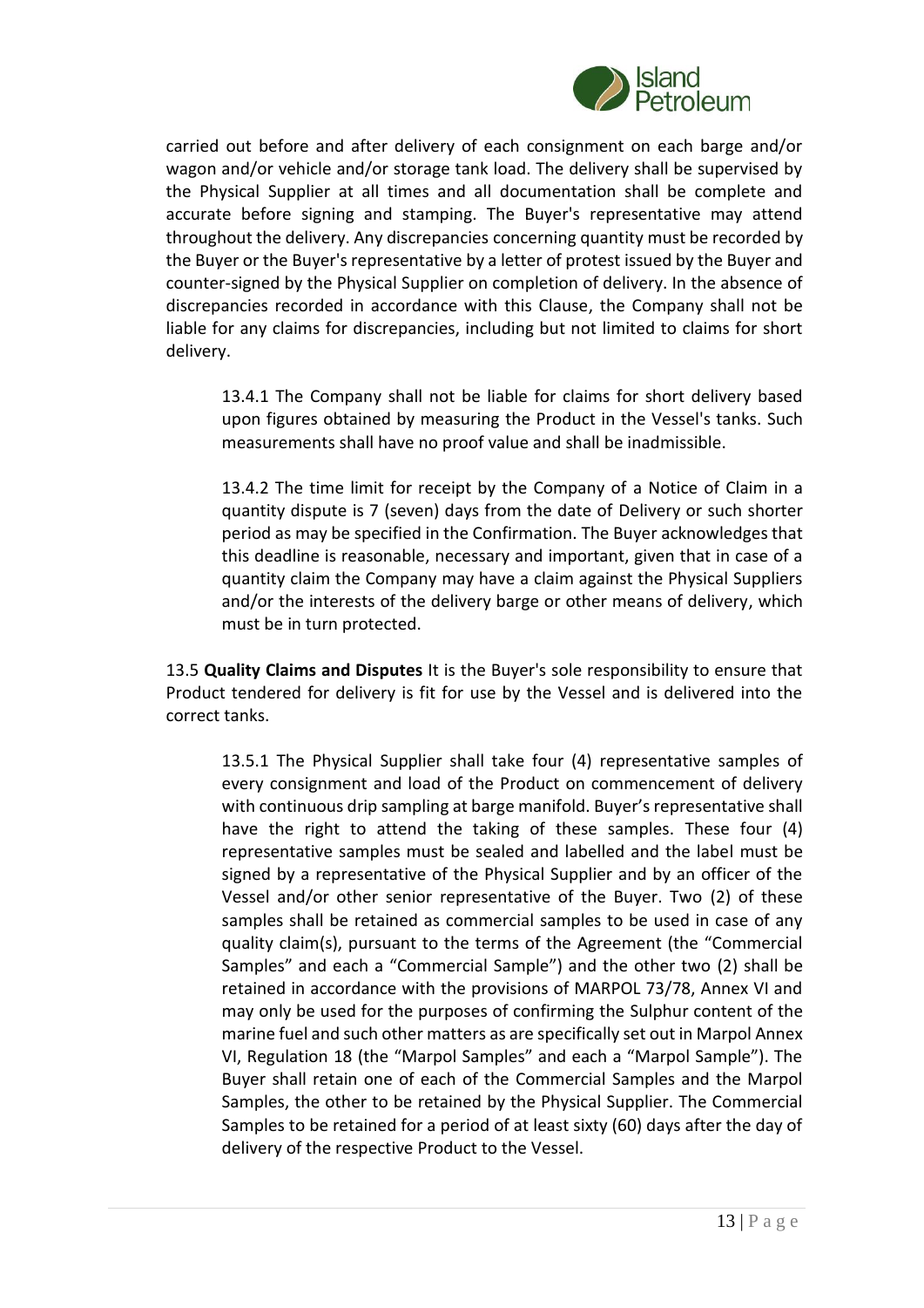carried out before and after delivery of each consignment on each barge and/or wagon and/or vehicle and/or storage tank load. The delivery shall be supervised by the Physical Supplier at all times and all documentation shall be complete and accurate before signing and stamping. The Buyer's representative may attend throughout the delivery. Any discrepancies concerning quantity must be recorded by the Buyer or the Buyer's representative by a letter of protest issued by the Buyer and counter-signed by the Physical Supplier on completion of delivery. In the absence of discrepancies recorded in accordance with this Clause, the Company shall not be liable for any claims for discrepancies, including but not limited to claims for short delivery.

13.4.1 The Company shall not be liable for claims for short delivery based upon figures obtained by measuring the Product in the Vessel's tanks. Such measurements shall have no proof value and shall be inadmissible.

13.4.2 The time limit for receipt by the Company of a Notice of Claim in a quantity dispute is 7 (seven) days from the date of Delivery or such shorter period as may be specified in the Confirmation. The Buyer acknowledges that this deadline is reasonable, necessary and important, given that in case of a quantity claim the Company may have a claim against the Physical Suppliers and/or the interests of the delivery barge or other means of delivery, which must be in turn protected.

13.5 **Quality Claims and Disputes** It is the Buyer's sole responsibility to ensure that Product tendered for delivery is fit for use by the Vessel and is delivered into the correct tanks.

13.5.1 The Physical Supplier shall take four (4) representative samples of every consignment and load of the Product on commencement of delivery with continuous drip sampling at barge manifold. Buyer's representative shall have the right to attend the taking of these samples. These four (4) representative samples must be sealed and labelled and the label must be signed by a representative of the Physical Supplier and by an officer of the Vessel and/or other senior representative of the Buyer. Two (2) of these samples shall be retained as commercial samples to be used in case of any quality claim(s), pursuant to the terms of the Agreement (the "Commercial Samples" and each a "Commercial Sample") and the other two (2) shall be retained in accordance with the provisions of MARPOL 73/78, Annex VI and may only be used for the purposes of confirming the Sulphur content of the marine fuel and such other matters as are specifically set out in Marpol Annex VI, Regulation 18 (the "Marpol Samples" and each a "Marpol Sample"). The Buyer shall retain one of each of the Commercial Samples and the Marpol Samples, the other to be retained by the Physical Supplier. The Commercial Samples to be retained for a period of at least sixty (60) days after the day of delivery of the respective Product to the Vessel.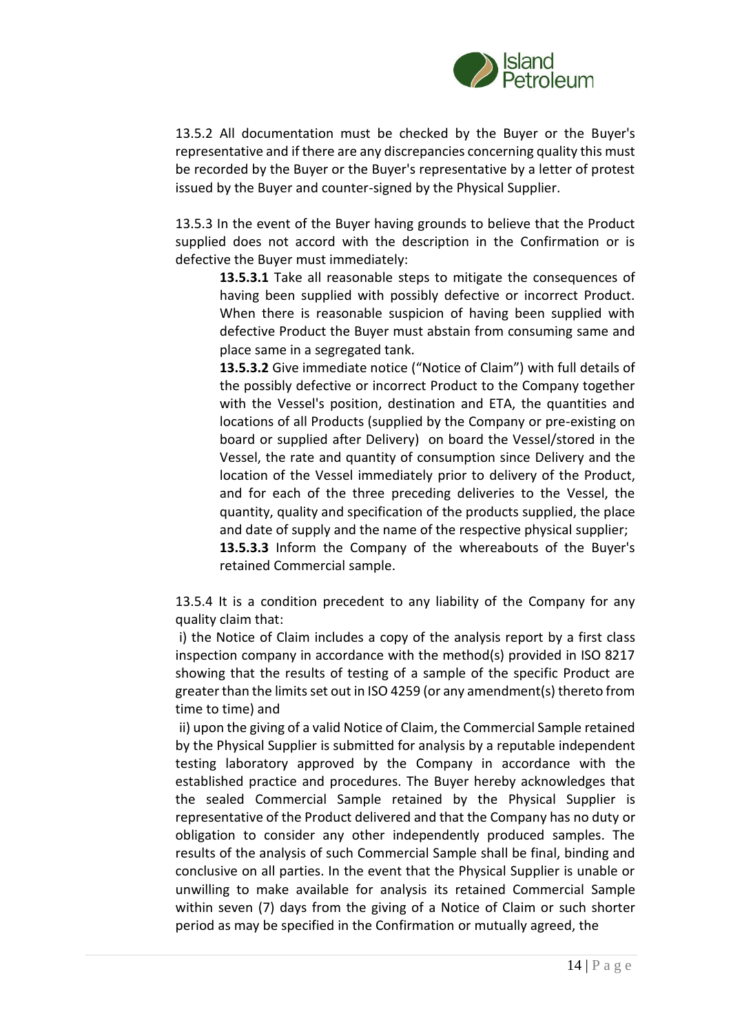13.5.2 All documentation must be checked by the Buyer or the Buyer's representative and if there are any discrepancies concerning quality this must be recorded by the Buyer or the Buyer's representative by a letter of protest issued by the Buyer and counter-signed by the Physical Supplier.

13.5.3 In the event of the Buyer having grounds to believe that the Product supplied does not accord with the description in the Confirmation or is defective the Buyer must immediately:

> **13.5.3.1** Take all reasonable steps to mitigate the consequences of having been supplied with possibly defective or incorrect Product. When there is reasonable suspicion of having been supplied with defective Product the Buyer must abstain from consuming same and place same in a segregated tank.
>
> **13.5.3.2** Give immediate notice ("Notice of Claim") with full details of the possibly defective or incorrect Product to the Company together with the Vessel's position, destination and ETA, the quantities and locations of all Products (supplied by the Company or pre-existing on board or supplied after Delivery) on board the Vessel/stored in the Vessel, the rate and quantity of consumption since Delivery and the location of the Vessel immediately prior to delivery of the Product, and for each of the three preceding deliveries to the Vessel, the quantity, quality and specification of the products supplied, the place and date of supply and the name of the respective physical supplier;
>
> **13.5.3.3** Inform the Company of the whereabouts of the Buyer's retained Commercial sample.

13.5.4 It is a condition precedent to any liability of the Company for any quality claim that:

i) the Notice of Claim includes a copy of the analysis report by a first class inspection company in accordance with the method(s) provided in ISO 8217 showing that the results of testing of a sample of the specific Product are greater than the limits set out in ISO 4259 (or any amendment(s) thereto from time to time) and

ii) upon the giving of a valid Notice of Claim, the Commercial Sample retained by the Physical Supplier is submitted for analysis by a reputable independent testing laboratory approved by the Company in accordance with the established practice and procedures. The Buyer hereby acknowledges that the sealed Commercial Sample retained by the Physical Supplier is representative of the Product delivered and that the Company has no duty or obligation to consider any other independently produced samples. The results of the analysis of such Commercial Sample shall be final, binding and conclusive on all parties. In the event that the Physical Supplier is unable or unwilling to make available for analysis its retained Commercial Sample within seven (7) days from the giving of a Notice of Claim or such shorter period as may be specified in the Confirmation or mutually agreed, the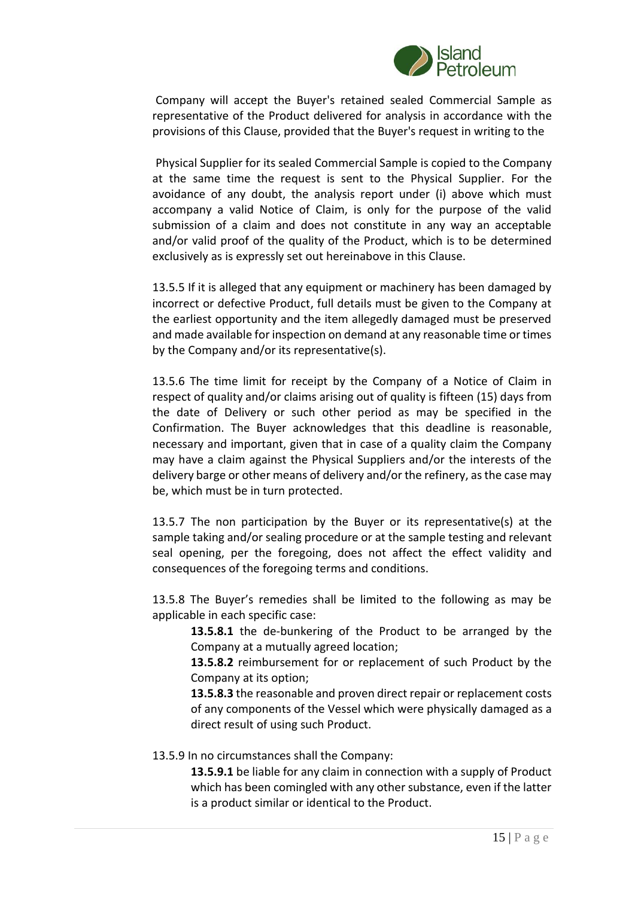Company will accept the Buyer's retained sealed Commercial Sample as representative of the Product delivered for analysis in accordance with the provisions of this Clause, provided that the Buyer's request in writing to the

Physical Supplier for its sealed Commercial Sample is copied to the Company at the same time the request is sent to the Physical Supplier. For the avoidance of any doubt, the analysis report under (i) above which must accompany a valid Notice of Claim, is only for the purpose of the valid submission of a claim and does not constitute in any way an acceptable and/or valid proof of the quality of the Product, which is to be determined exclusively as is expressly set out hereinabove in this Clause.

13.5.5 If it is alleged that any equipment or machinery has been damaged by incorrect or defective Product, full details must be given to the Company at the earliest opportunity and the item allegedly damaged must be preserved and made available for inspection on demand at any reasonable time or times by the Company and/or its representative(s).

13.5.6 The time limit for receipt by the Company of a Notice of Claim in respect of quality and/or claims arising out of quality is fifteen (15) days from the date of Delivery or such other period as may be specified in the Confirmation. The Buyer acknowledges that this deadline is reasonable, necessary and important, given that in case of a quality claim the Company may have a claim against the Physical Suppliers and/or the interests of the delivery barge or other means of delivery and/or the refinery, as the case may be, which must be in turn protected.

13.5.7 The non participation by the Buyer or its representative(s) at the sample taking and/or sealing procedure or at the sample testing and relevant seal opening, per the foregoing, does not affect the effect validity and consequences of the foregoing terms and conditions.

13.5.8 The Buyer's remedies shall be limited to the following as may be applicable in each specific case:

**13.5.8.1** the de-bunkering of the Product to be arranged by the Company at a mutually agreed location;

**13.5.8.2** reimbursement for or replacement of such Product by the Company at its option;

**13.5.8.3** the reasonable and proven direct repair or replacement costs of any components of the Vessel which were physically damaged as a direct result of using such Product.

13.5.9 In no circumstances shall the Company:

**13.5.9.1** be liable for any claim in connection with a supply of Product which has been comingled with any other substance, even if the latter is a product similar or identical to the Product.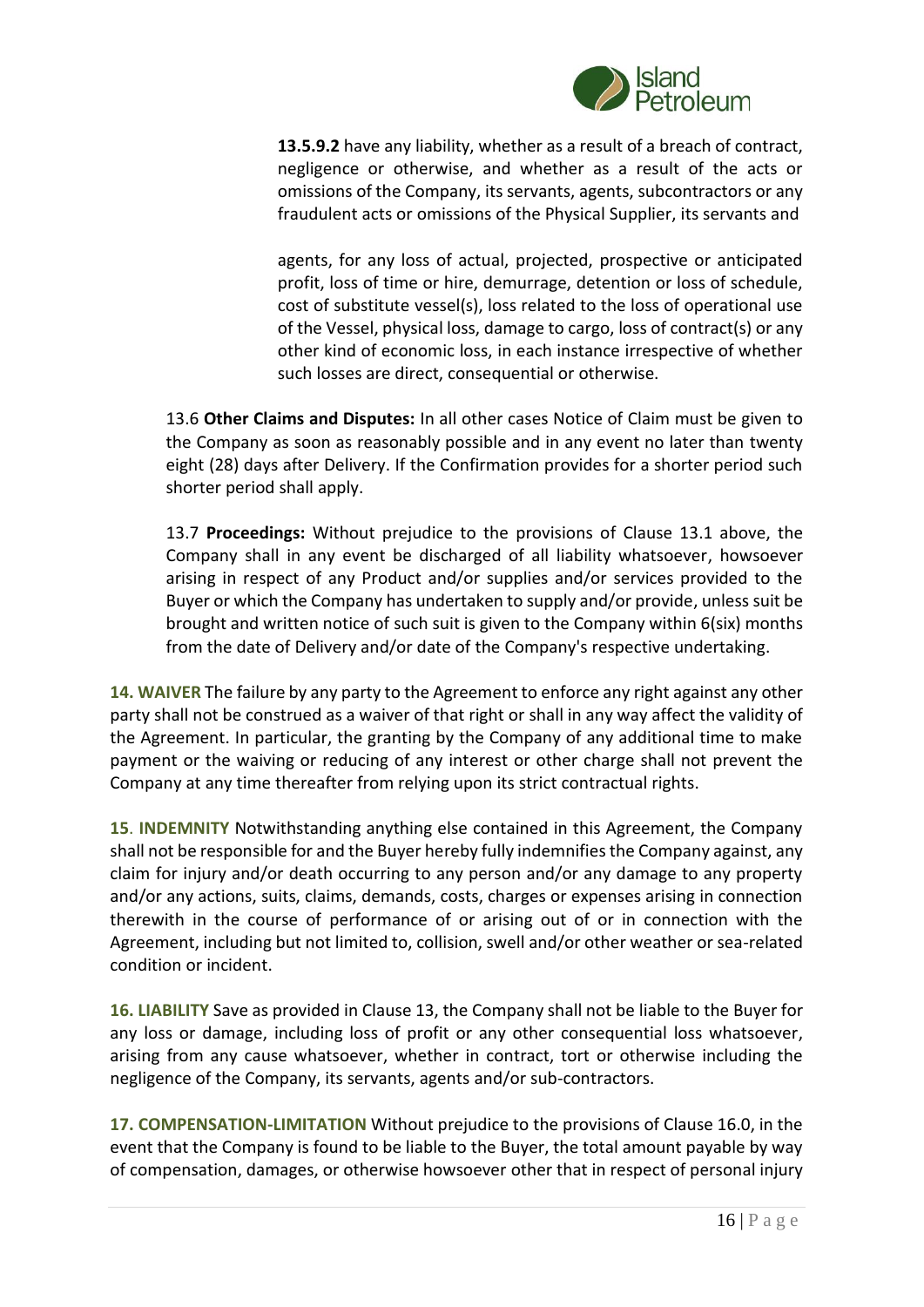**13.5.9.2** have any liability, whether as a result of a breach of contract, negligence or otherwise, and whether as a result of the acts or omissions of the Company, its servants, agents, subcontractors or any fraudulent acts or omissions of the Physical Supplier, its servants and

agents, for any loss of actual, projected, prospective or anticipated profit, loss of time or hire, demurrage, detention or loss of schedule, cost of substitute vessel(s), loss related to the loss of operational use of the Vessel, physical loss, damage to cargo, loss of contract(s) or any other kind of economic loss, in each instance irrespective of whether such losses are direct, consequential or otherwise.

13.6 **Other Claims and Disputes:** In all other cases Notice of Claim must be given to the Company as soon as reasonably possible and in any event no later than twenty eight (28) days after Delivery. If the Confirmation provides for a shorter period such shorter period shall apply.

13.7 **Proceedings:** Without prejudice to the provisions of Clause 13.1 above, the Company shall in any event be discharged of all liability whatsoever, howsoever arising in respect of any Product and/or supplies and/or services provided to the Buyer or which the Company has undertaken to supply and/or provide, unless suit be brought and written notice of such suit is given to the Company within 6(six) months from the date of Delivery and/or date of the Company's respective undertaking.

**14. WAIVER** The failure by any party to the Agreement to enforce any right against any other party shall not be construed as a waiver of that right or shall in any way affect the validity of the Agreement. In particular, the granting by the Company of any additional time to make payment or the waiving or reducing of any interest or other charge shall not prevent the Company at any time thereafter from relying upon its strict contractual rights.

**15. INDEMNITY** Notwithstanding anything else contained in this Agreement, the Company shall not be responsible for and the Buyer hereby fully indemnifies the Company against, any claim for injury and/or death occurring to any person and/or any damage to any property and/or any actions, suits, claims, demands, costs, charges or expenses arising in connection therewith in the course of performance of or arising out of or in connection with the Agreement, including but not limited to, collision, swell and/or other weather or sea-related condition or incident.

**16. LIABILITY** Save as provided in Clause 13, the Company shall not be liable to the Buyer for any loss or damage, including loss of profit or any other consequential loss whatsoever, arising from any cause whatsoever, whether in contract, tort or otherwise including the negligence of the Company, its servants, agents and/or sub-contractors.

**17. COMPENSATION-LIMITATION** Without prejudice to the provisions of Clause 16.0, in the event that the Company is found to be liable to the Buyer, the total amount payable by way of compensation, damages, or otherwise howsoever other that in respect of personal injury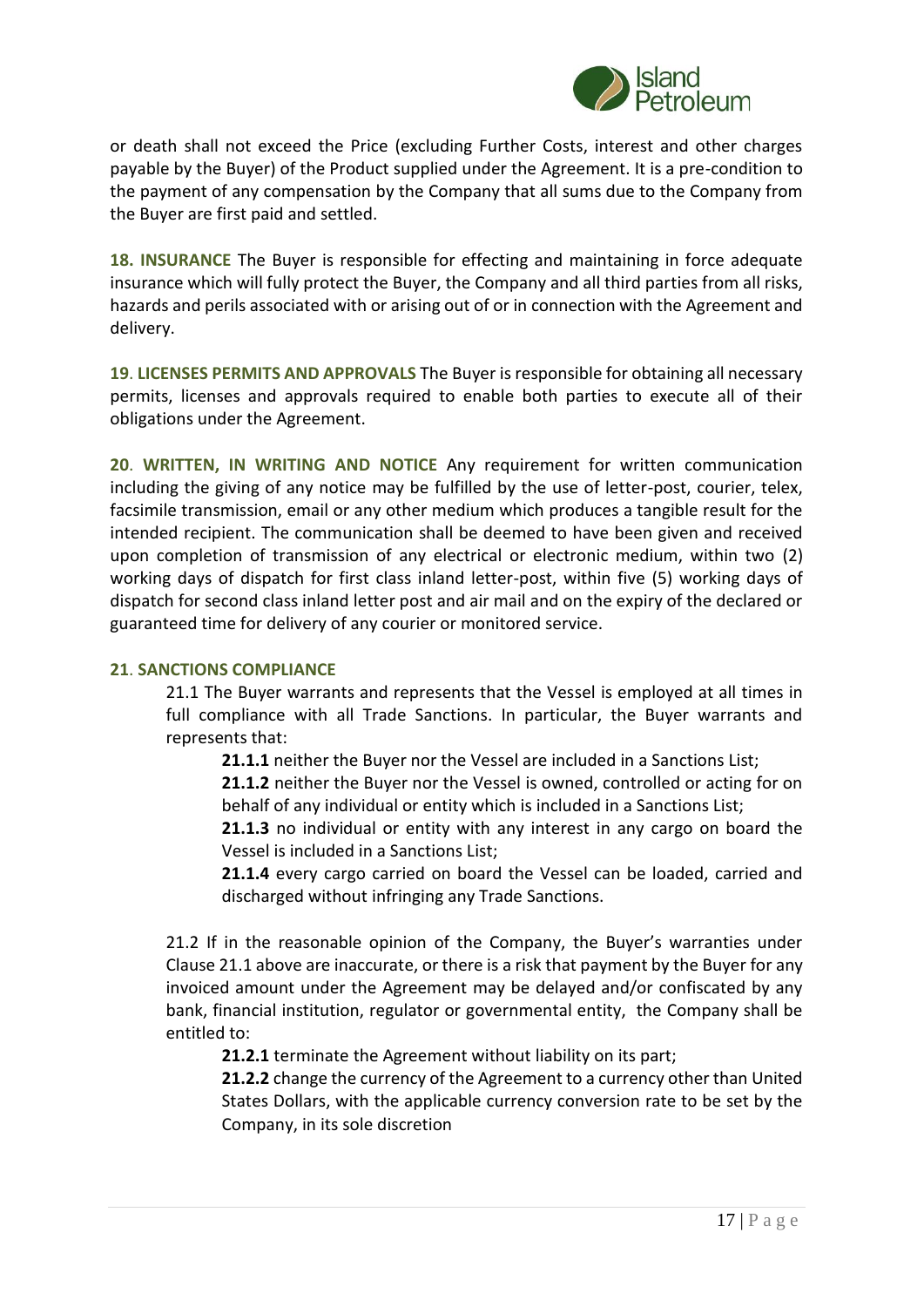or death shall not exceed the Price (excluding Further Costs, interest and other charges payable by the Buyer) of the Product supplied under the Agreement. It is a pre-condition to the payment of any compensation by the Company that all sums due to the Company from the Buyer are first paid and settled.

**18. INSURANCE** The Buyer is responsible for effecting and maintaining in force adequate insurance which will fully protect the Buyer, the Company and all third parties from all risks, hazards and perils associated with or arising out of or in connection with the Agreement and delivery.

**19. LICENSES PERMITS AND APPROVALS** The Buyer is responsible for obtaining all necessary permits, licenses and approvals required to enable both parties to execute all of their obligations under the Agreement.

**20. WRITTEN, IN WRITING AND NOTICE** Any requirement for written communication including the giving of any notice may be fulfilled by the use of letter-post, courier, telex, facsimile transmission, email or any other medium which produces a tangible result for the intended recipient. The communication shall be deemed to have been given and received upon completion of transmission of any electrical or electronic medium, within two (2) working days of dispatch for first class inland letter-post, within five (5) working days of dispatch for second class inland letter post and air mail and on the expiry of the declared or guaranteed time for delivery of any courier or monitored service.

**21. SANCTIONS COMPLIANCE**

21.1 The Buyer warrants and represents that the Vessel is employed at all times in full compliance with all Trade Sanctions. In particular, the Buyer warrants and represents that:

**21.1.1** neither the Buyer nor the Vessel are included in a Sanctions List;

**21.1.2** neither the Buyer nor the Vessel is owned, controlled or acting for on behalf of any individual or entity which is included in a Sanctions List;

**21.1.3** no individual or entity with any interest in any cargo on board the Vessel is included in a Sanctions List;

**21.1.4** every cargo carried on board the Vessel can be loaded, carried and discharged without infringing any Trade Sanctions.

21.2 If in the reasonable opinion of the Company, the Buyer's warranties under Clause 21.1 above are inaccurate, or there is a risk that payment by the Buyer for any invoiced amount under the Agreement may be delayed and/or confiscated by any bank, financial institution, regulator or governmental entity, the Company shall be entitled to:

**21.2.1** terminate the Agreement without liability on its part;

**21.2.2** change the currency of the Agreement to a currency other than United States Dollars, with the applicable currency conversion rate to be set by the Company, in its sole discretion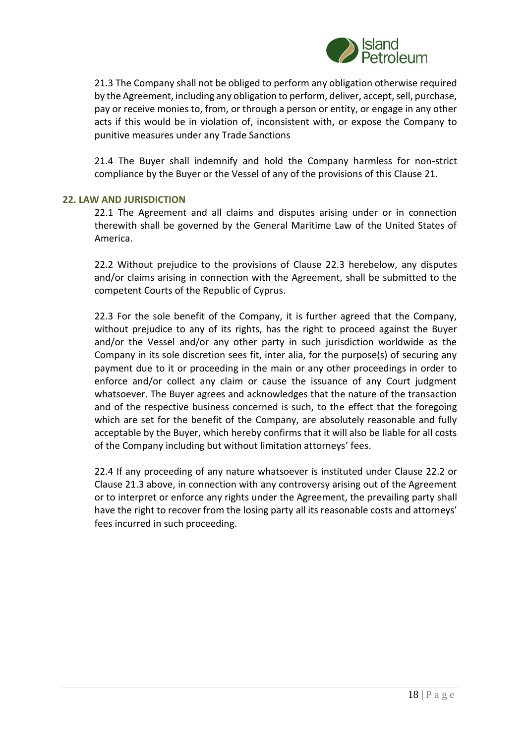21.3 The Company shall not be obliged to perform any obligation otherwise required by the Agreement, including any obligation to perform, deliver, accept, sell, purchase, pay or receive monies to, from, or through a person or entity, or engage in any other acts if this would be in violation of, inconsistent with, or expose the Company to punitive measures under any Trade Sanctions

21.4 The Buyer shall indemnify and hold the Company harmless for non-strict compliance by the Buyer or the Vessel of any of the provisions of this Clause 21.

## 22. LAW AND JURISDICTION

22.1 The Agreement and all claims and disputes arising under or in connection therewith shall be governed by the General Maritime Law of the United States of America.

22.2 Without prejudice to the provisions of Clause 22.3 herebelow, any disputes and/or claims arising in connection with the Agreement, shall be submitted to the competent Courts of the Republic of Cyprus.

22.3 For the sole benefit of the Company, it is further agreed that the Company, without prejudice to any of its rights, has the right to proceed against the Buyer and/or the Vessel and/or any other party in such jurisdiction worldwide as the Company in its sole discretion sees fit, inter alia, for the purpose(s) of securing any payment due to it or proceeding in the main or any other proceedings in order to enforce and/or collect any claim or cause the issuance of any Court judgment whatsoever. The Buyer agrees and acknowledges that the nature of the transaction and of the respective business concerned is such, to the effect that the foregoing which are set for the benefit of the Company, are absolutely reasonable and fully acceptable by the Buyer, which hereby confirms that it will also be liable for all costs of the Company including but without limitation attorneys' fees.

22.4 If any proceeding of any nature whatsoever is instituted under Clause 22.2 or Clause 21.3 above, in connection with any controversy arising out of the Agreement or to interpret or enforce any rights under the Agreement, the prevailing party shall have the right to recover from the losing party all its reasonable costs and attorneys' fees incurred in such proceeding.